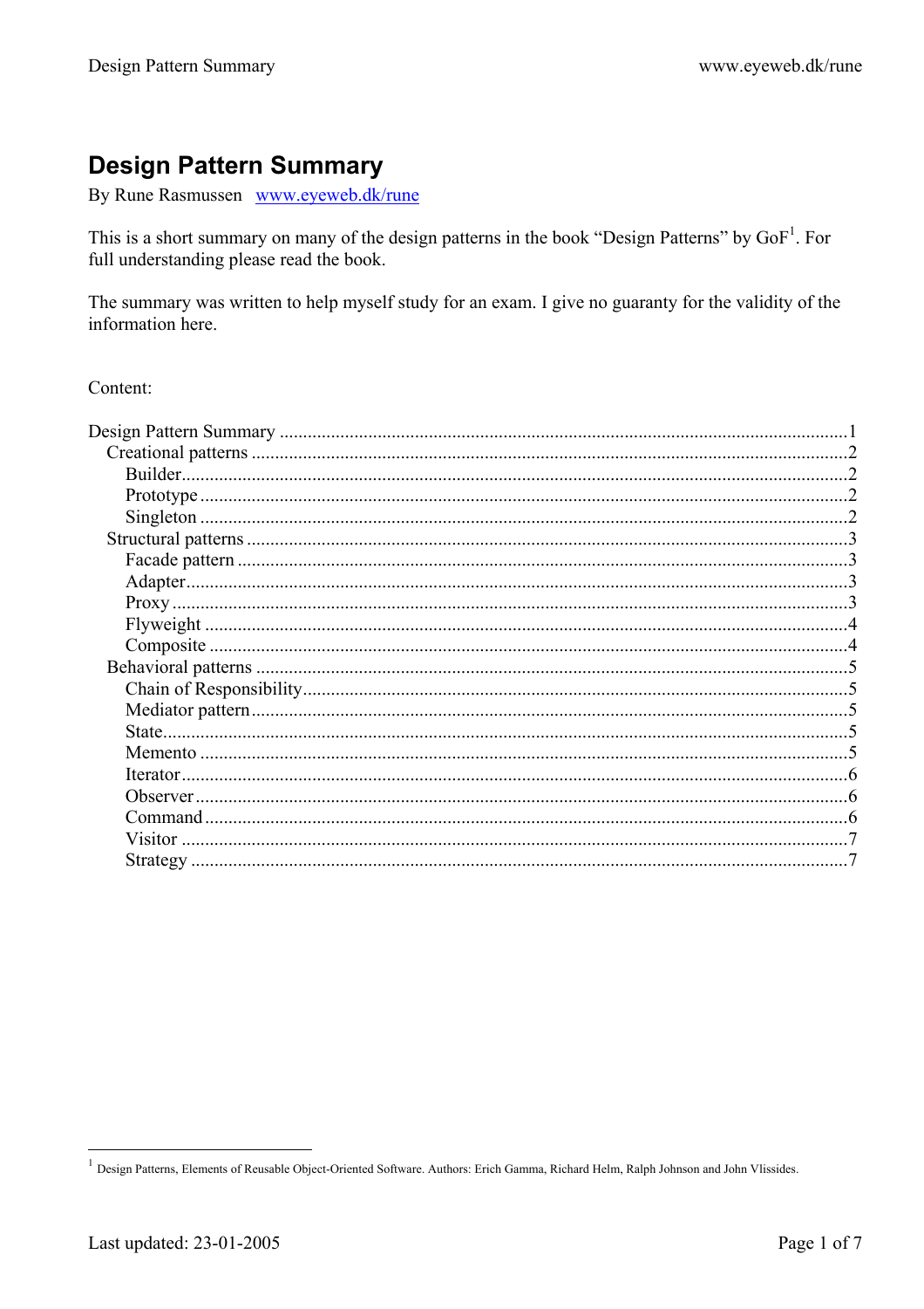# Design Pattern Summary

By Rune Rasmussen [www.eyeweb.dk/rune](http://www.eyeweb.dk/rune)

This is a short summary on many of the design patterns in the book "Design Patterns" by GoF[1]. For full understanding please read the book.

The summary was written to help myself study for an exam. I give no guaranty for the validity of the information here.

Content:

- Design Pattern Summary ........ 1
  - Creational patterns ........ 2
    - Builder ........ 2
    - Prototype ........ 2
    - Singleton ........ 2
  - Structural patterns ........ 3
    - Facade pattern ........ 3
    - Adapter ........ 3
    - Proxy ........ 3
    - Flyweight ........ 4
    - Composite ........ 4
  - Behavioral patterns ........ 5
    - Chain of Responsibility ........ 5
    - Mediator pattern ........ 5
    - State ........ 5
    - Memento ........ 5
    - Iterator ........ 6
    - Observer ........ 6
    - Command ........ 6
    - Visitor ........ 7
    - Strategy ........ 7

---

[1] Design Patterns, Elements of Reusable Object-Oriented Software. Authors: Erich Gamma, Richard Helm, Ralph Johnson and John Vlissides.

Last updated: 23-01-2005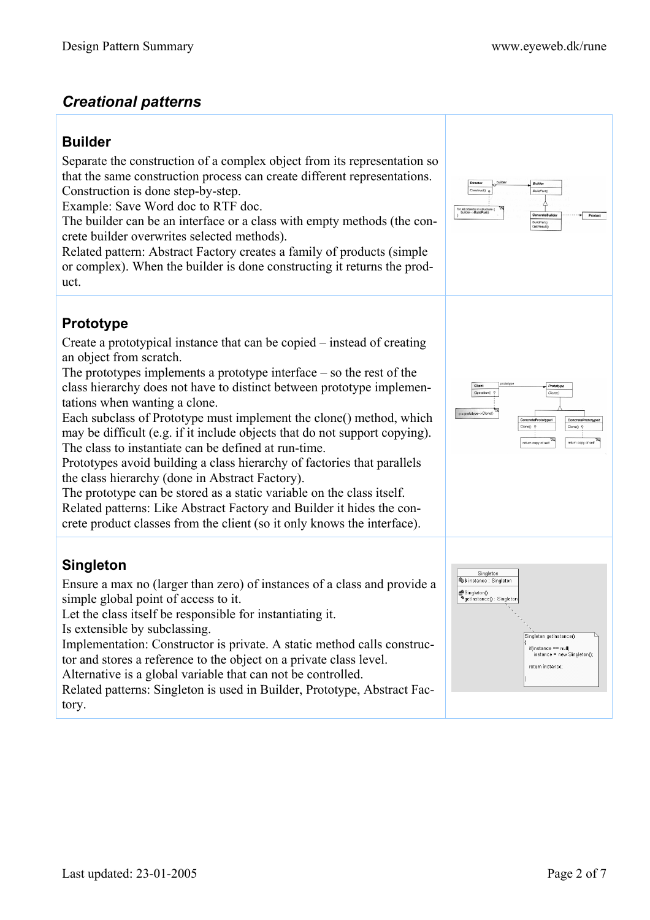## *Creational patterns*

### Builder

Separate the construction of a complex object from its representation so that the same construction process can create different representations.
Construction is done step-by-step.
Example: Save Word doc to RTF doc.
The builder can be an interface or a class with empty methods (the concrete builder overwrites selected methods).
Related pattern: Abstract Factory creates a family of products (simple or complex). When the builder is done constructing it returns the product.

### Prototype

Create a prototypical instance that can be copied – instead of creating an object from scratch.
The prototypes implements a prototype interface – so the rest of the class hierarchy does not have to distinct between prototype implementations when wanting a clone.
Each subclass of Prototype must implement the clone() method, which may be difficult (e.g. if it include objects that do not support copying).
The class to instantiate can be defined at run-time.
Prototypes avoid building a class hierarchy of factories that parallels the class hierarchy (done in Abstract Factory).
The prototype can be stored as a static variable on the class itself.
Related patterns: Like Abstract Factory and Builder it hides the concrete product classes from the client (so it only knows the interface).

### Singleton

Ensure a max no (larger than zero) of instances of a class and provide a simple global point of access to it.
Let the class itself be responsible for instantiating it.
Is extensible by subclassing.
Implementation: Constructor is private. A static method calls constructor and stores a reference to the object on a private class level.
Alternative is a global variable that can not be controlled.
Related patterns: Singleton is used in Builder, Prototype, Abstract Factory.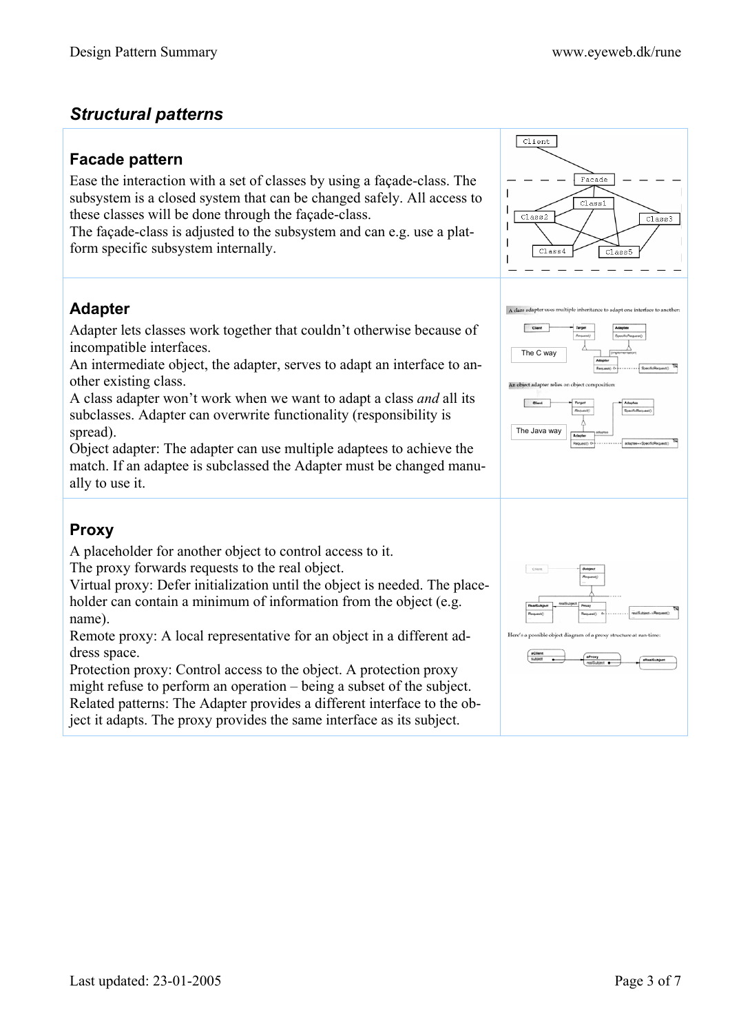## Structural patterns

### Facade pattern

Ease the interaction with a set of classes by using a façade-class. The subsystem is a closed system that can be changed safely. All access to these classes will be done through the façade-class.
The façade-class is adjusted to the subsystem and can e.g. use a platform specific subsystem internally.

### Adapter

Adapter lets classes work together that couldn't otherwise because of incompatible interfaces.
An intermediate object, the adapter, serves to adapt an interface to another existing class.
A class adapter won't work when we want to adapt a class *and* all its subclasses. Adapter can overwrite functionality (responsibility is spread).
Object adapter: The adapter can use multiple adaptees to achieve the match. If an adaptee is subclassed the Adapter must be changed manually to use it.

### Proxy

A placeholder for another object to control access to it.
The proxy forwards requests to the real object.
Virtual proxy: Defer initialization until the object is needed. The placeholder can contain a minimum of information from the object (e.g. name).
Remote proxy: A local representative for an object in a different address space.
Protection proxy: Control access to the object. A protection proxy might refuse to perform an operation – being a subset of the subject.
Related patterns: The Adapter provides a different interface to the object it adapts. The proxy provides the same interface as its subject.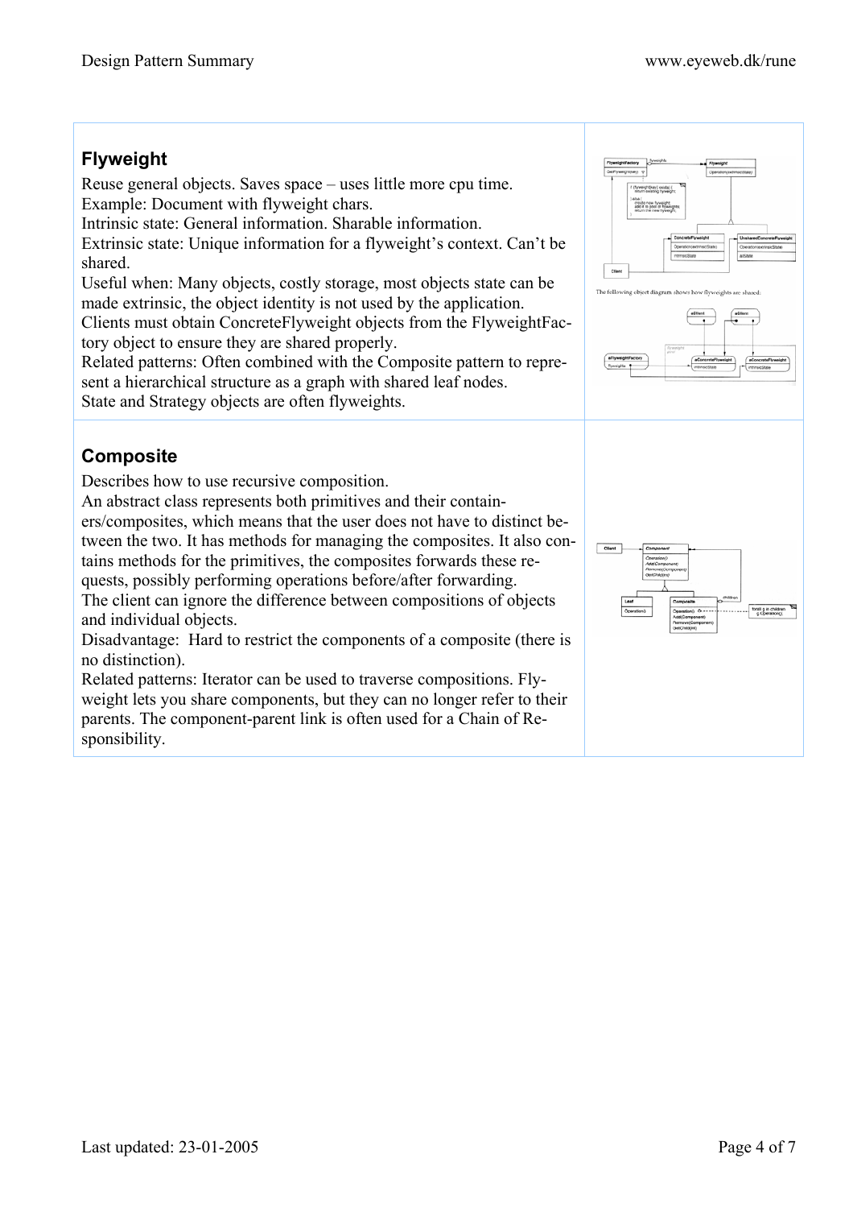## Flyweight

Reuse general objects. Saves space – uses little more cpu time.
Example: Document with flyweight chars.
Intrinsic state: General information. Sharable information.
Extrinsic state: Unique information for a flyweight's context. Can't be shared.
Useful when: Many objects, costly storage, most objects state can be made extrinsic, the object identity is not used by the application.
Clients must obtain ConcreteFlyweight objects from the FlyweightFactory object to ensure they are shared properly.
Related patterns: Often combined with the Composite pattern to represent a hierarchical structure as a graph with shared leaf nodes.
State and Strategy objects are often flyweights.

## Composite

Describes how to use recursive composition.
An abstract class represents both primitives and their containers/composites, which means that the user does not have to distinct between the two. It has methods for managing the composites. It also contains methods for the primitives, the composites forwards these requests, possibly performing operations before/after forwarding.
The client can ignore the difference between compositions of objects and individual objects.
Disadvantage: Hard to restrict the components of a composite (there is no distinction).
Related patterns: Iterator can be used to traverse compositions. Flyweight lets you share components, but they can no longer refer to their parents. The component-parent link is often used for a Chain of Responsibility.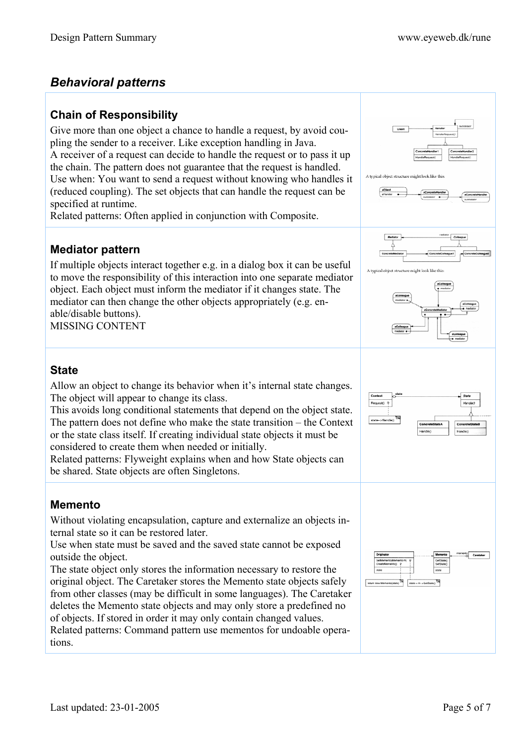## Behavioral patterns

### Chain of Responsibility

Give more than one object a chance to handle a request, by avoid coupling the sender to a receiver. Like exception handling in Java.
A receiver of a request can decide to handle the request or to pass it up the chain. The pattern does not guarantee that the request is handled.
Use when: You want to send a request without knowing who handles it (reduced coupling). The set objects that can handle the request can be specified at runtime.
Related patterns: Often applied in conjunction with Composite.

A typical object structure might look like this:

### Mediator pattern

If multiple objects interact together e.g. in a dialog box it can be useful to move the responsibility of this interaction into one separate mediator object. Each object must inform the mediator if it changes state. The mediator can then change the other objects appropriately (e.g. enable/disable buttons).
MISSING CONTENT

A typical object structure might look like this:

### State

Allow an object to change its behavior when it's internal state changes. The object will appear to change its class.
This avoids long conditional statements that depend on the object state.
The pattern does not define who make the state transition – the Context or the state class itself. If creating individual state objects it must be considered to create them when needed or initially.
Related patterns: Flyweight explains when and how State objects can be shared. State objects are often Singletons.

### Memento

Without violating encapsulation, capture and externalize an objects internal state so it can be restored later.
Use when state must be saved and the saved state cannot be exposed outside the object.
The state object only stores the information necessary to restore the original object. The Caretaker stores the Memento state objects safely from other classes (may be difficult in some languages). The Caretaker deletes the Memento state objects and may only store a predefined no of objects. If stored in order it may only contain changed values.
Related patterns: Command pattern use mementos for undoable operations.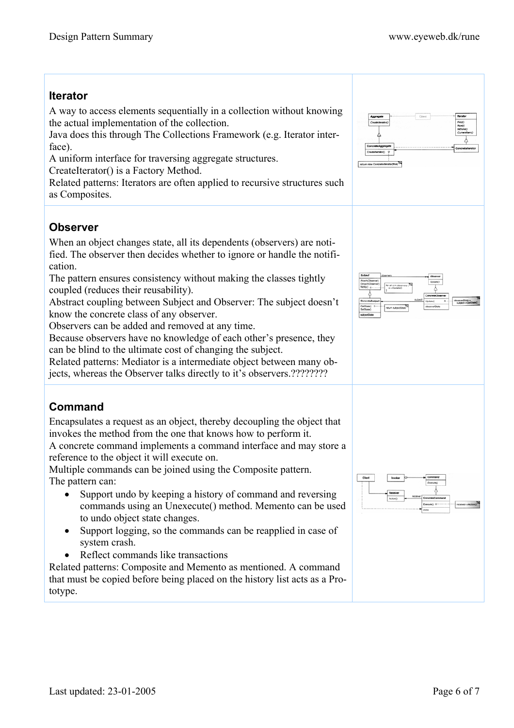## Iterator

A way to access elements sequentially in a collection without knowing the actual implementation of the collection.
Java does this through The Collections Framework (e.g. Iterator interface).
A uniform interface for traversing aggregate structures.
CreateIterator() is a Factory Method.
Related patterns: Iterators are often applied to recursive structures such as Composites.

## Observer

When an object changes state, all its dependents (observers) are notified. The observer then decides whether to ignore or handle the notification.
The pattern ensures consistency without making the classes tightly coupled (reduces their reusability).
Abstract coupling between Subject and Observer: The subject doesn't know the concrete class of any observer.
Observers can be added and removed at any time.
Because observers have no knowledge of each other's presence, they can be blind to the ultimate cost of changing the subject.
Related patterns: Mediator is a intermediate object between many objects, whereas the Observer talks directly to it's observers.????????

## Command

Encapsulates a request as an object, thereby decoupling the object that invokes the method from the one that knows how to perform it.
A concrete command implements a command interface and may store a reference to the object it will execute on.
Multiple commands can be joined using the Composite pattern.
The pattern can:

- Support undo by keeping a history of command and reversing commands using an Unexecute() method. Memento can be used to undo object state changes.
- Support logging, so the commands can be reapplied in case of system crash.
- Reflect commands like transactions

Related patterns: Composite and Memento as mentioned. A command that must be copied before being placed on the history list acts as a Prototype.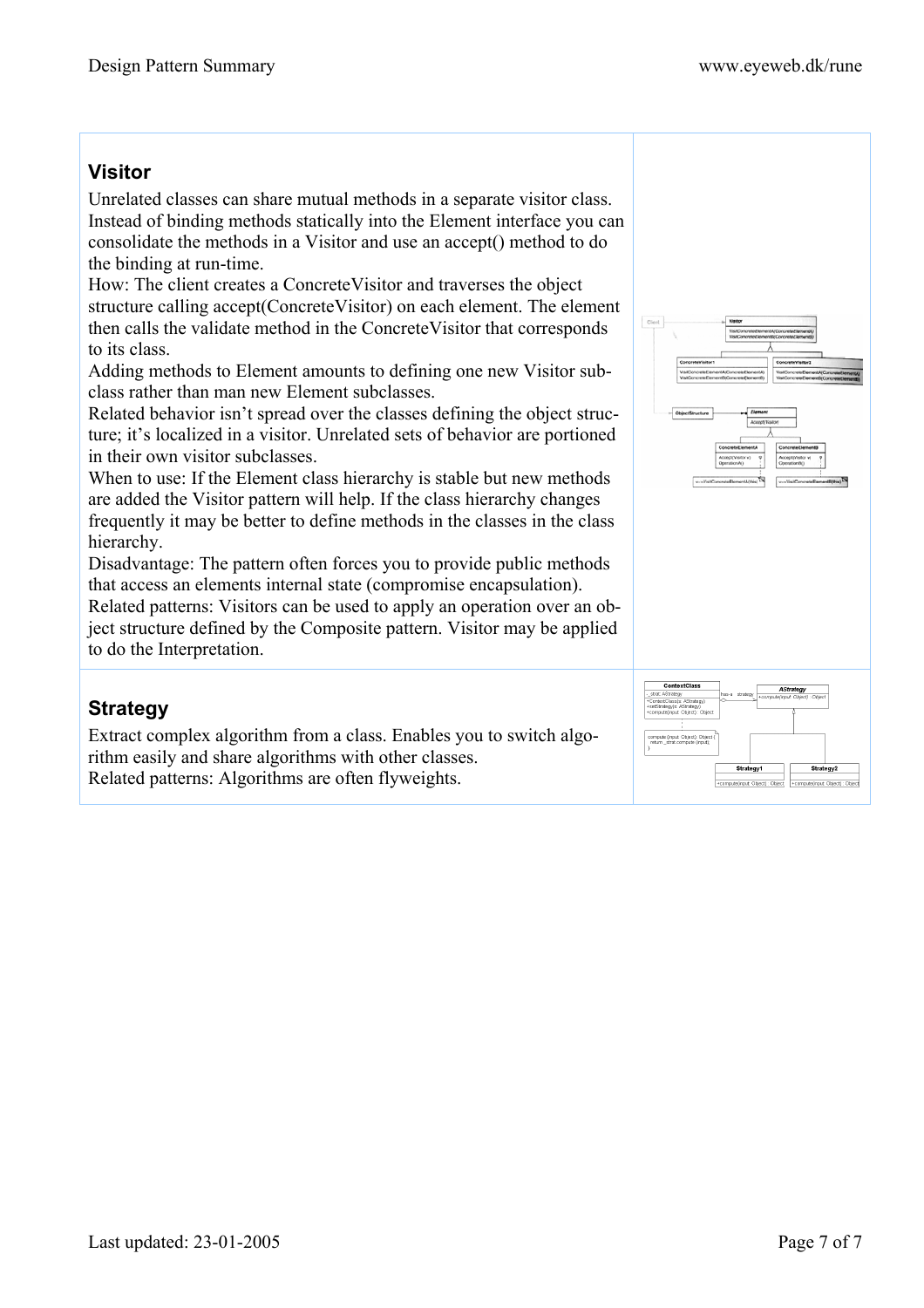## Visitor

Unrelated classes can share mutual methods in a separate visitor class. Instead of binding methods statically into the Element interface you can consolidate the methods in a Visitor and use an accept() method to do the binding at run-time.

How: The client creates a ConcreteVisitor and traverses the object structure calling accept(ConcreteVisitor) on each element. The element then calls the validate method in the ConcreteVisitor that corresponds to its class.

Adding methods to Element amounts to defining one new Visitor subclass rather than man new Element subclasses.

Related behavior isn't spread over the classes defining the object structure; it's localized in a visitor. Unrelated sets of behavior are portioned in their own visitor subclasses.

When to use: If the Element class hierarchy is stable but new methods are added the Visitor pattern will help. If the class hierarchy changes frequently it may be better to define methods in the classes in the class hierarchy.

Disadvantage: The pattern often forces you to provide public methods that access an elements internal state (compromise encapsulation).

Related patterns: Visitors can be used to apply an operation over an object structure defined by the Composite pattern. Visitor may be applied to do the Interpretation.

## Strategy

Extract complex algorithm from a class. Enables you to switch algorithm easily and share algorithms with other classes.

Related patterns: Algorithms are often flyweights.